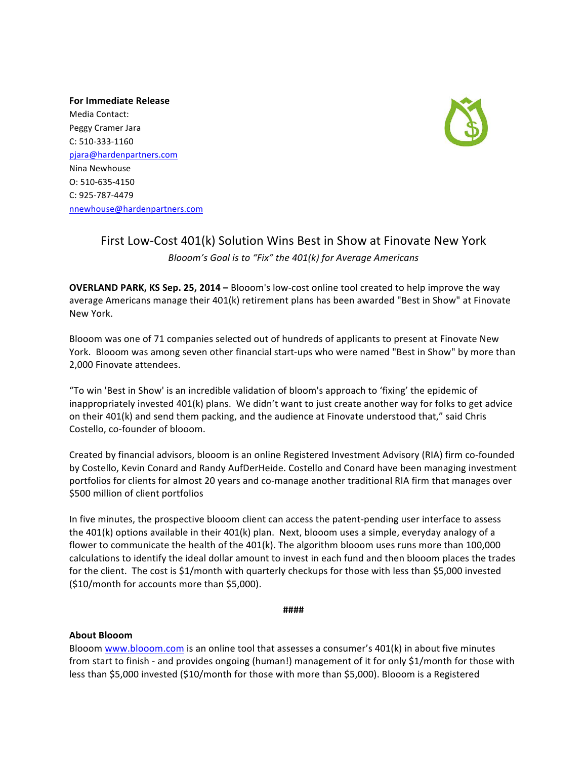**For Immediate Release**
Media Contact:
Peggy Cramer Jara
C: 510-333-1160
pjara@hardenpartners.com
Nina Newhouse
O: 510-635-4150
C: 925-787-4479
nnewhouse@hardenpartners.com

# First Low-Cost 401(k) Solution Wins Best in Show at Finovate New York

*Blooom's Goal is to "Fix" the 401(k) for Average Americans*

**OVERLAND PARK, KS Sep. 25, 2014 –** Blooom's low-cost online tool created to help improve the way average Americans manage their 401(k) retirement plans has been awarded "Best in Show" at Finovate New York.

Blooom was one of 71 companies selected out of hundreds of applicants to present at Finovate New York. Blooom was among seven other financial start-ups who were named "Best in Show" by more than 2,000 Finovate attendees.

"To win 'Best in Show' is an incredible validation of bloom's approach to 'fixing' the epidemic of inappropriately invested 401(k) plans. We didn't want to just create another way for folks to get advice on their 401(k) and send them packing, and the audience at Finovate understood that," said Chris Costello, co-founder of blooom.

Created by financial advisors, blooom is an online Registered Investment Advisory (RIA) firm co-founded by Costello, Kevin Conard and Randy AufDerHeide. Costello and Conard have been managing investment portfolios for clients for almost 20 years and co-manage another traditional RIA firm that manages over $500 million of client portfolios

In five minutes, the prospective blooom client can access the patent-pending user interface to assess the 401(k) options available in their 401(k) plan. Next, blooom uses a simple, everyday analogy of a flower to communicate the health of the 401(k). The algorithm blooom uses runs more than 100,000 calculations to identify the ideal dollar amount to invest in each fund and then blooom places the trades for the client. The cost is $1/month with quarterly checkups for those with less than $5,000 invested ($10/month for accounts more than $5,000).

**####**

**About Blooom**
Blooom www.blooom.com is an online tool that assesses a consumer's 401(k) in about five minutes from start to finish - and provides ongoing (human!) management of it for only $1/month for those with less than $5,000 invested ($10/month for those with more than $5,000). Blooom is a Registered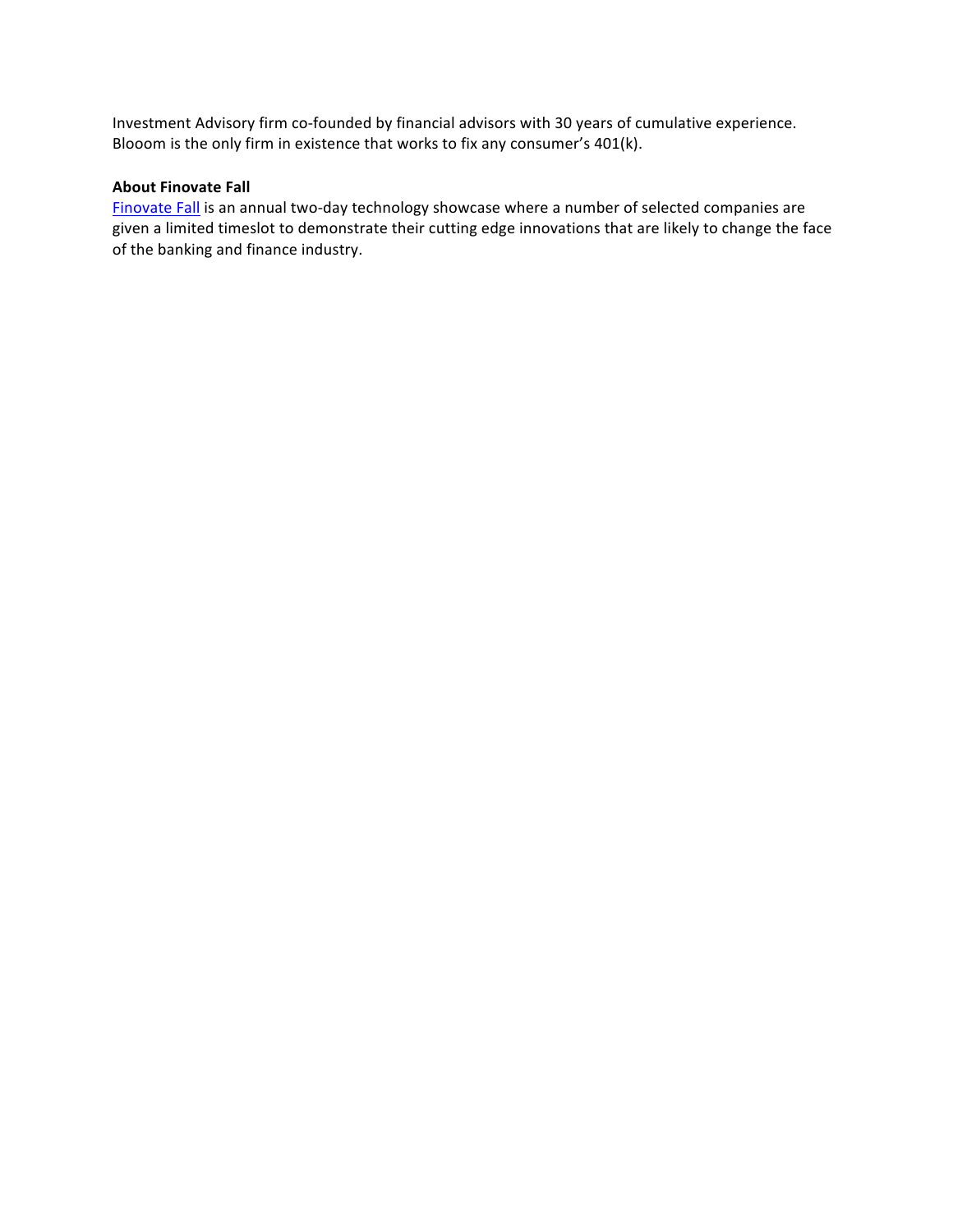Investment Advisory firm co-founded by financial advisors with 30 years of cumulative experience. Blooom is the only firm in existence that works to fix any consumer's 401(k).

**About Finovate Fall**

Finovate Fall is an annual two-day technology showcase where a number of selected companies are given a limited timeslot to demonstrate their cutting edge innovations that are likely to change the face of the banking and finance industry.